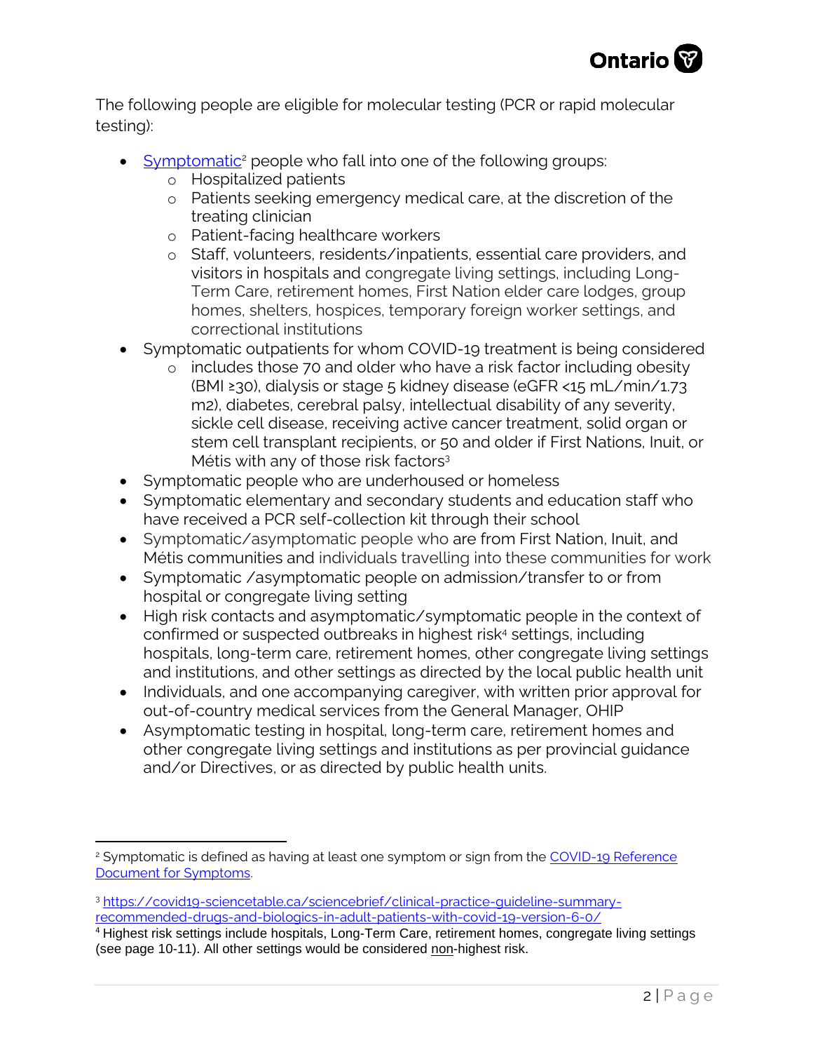The following people are eligible for molecular testing (PCR or rapid molecular testing):

- [Symptomatic](#)[2] people who fall into one of the following groups:
  - Hospitalized patients
  - Patients seeking emergency medical care, at the discretion of the treating clinician
  - Patient-facing healthcare workers
  - Staff, volunteers, residents/inpatients, essential care providers, and visitors in hospitals and congregate living settings, including Long-Term Care, retirement homes, First Nation elder care lodges, group homes, shelters, hospices, temporary foreign worker settings, and correctional institutions
- Symptomatic outpatients for whom COVID-19 treatment is being considered
  - includes those 70 and older who have a risk factor including obesity (BMI ≥30), dialysis or stage 5 kidney disease (eGFR <15 mL/min/1.73 m2), diabetes, cerebral palsy, intellectual disability of any severity, sickle cell disease, receiving active cancer treatment, solid organ or stem cell transplant recipients, or 50 and older if First Nations, Inuit, or Métis with any of those risk factors[3]
- Symptomatic people who are underhoused or homeless
- Symptomatic elementary and secondary students and education staff who have received a PCR self-collection kit through their school
- Symptomatic/asymptomatic people who are from First Nation, Inuit, and Métis communities and individuals travelling into these communities for work
- Symptomatic /asymptomatic people on admission/transfer to or from hospital or congregate living setting
- High risk contacts and asymptomatic/symptomatic people in the context of confirmed or suspected outbreaks in highest risk[4] settings, including hospitals, long-term care, retirement homes, other congregate living settings and institutions, and other settings as directed by the local public health unit
- Individuals, and one accompanying caregiver, with written prior approval for out-of-country medical services from the General Manager, OHIP
- Asymptomatic testing in hospital, long-term care, retirement homes and other congregate living settings and institutions as per provincial guidance and/or Directives, or as directed by public health units.

---

[2] Symptomatic is defined as having at least one symptom or sign from the [COVID-19 Reference Document for Symptoms](#).

[3] https://covid19-sciencetable.ca/sciencebrief/clinical-practice-guideline-summary-recommended-drugs-and-biologics-in-adult-patients-with-covid-19-version-6-0/

[4] Highest risk settings include hospitals, Long-Term Care, retirement homes, congregate living settings (see page 10-11). All other settings would be considered non-highest risk.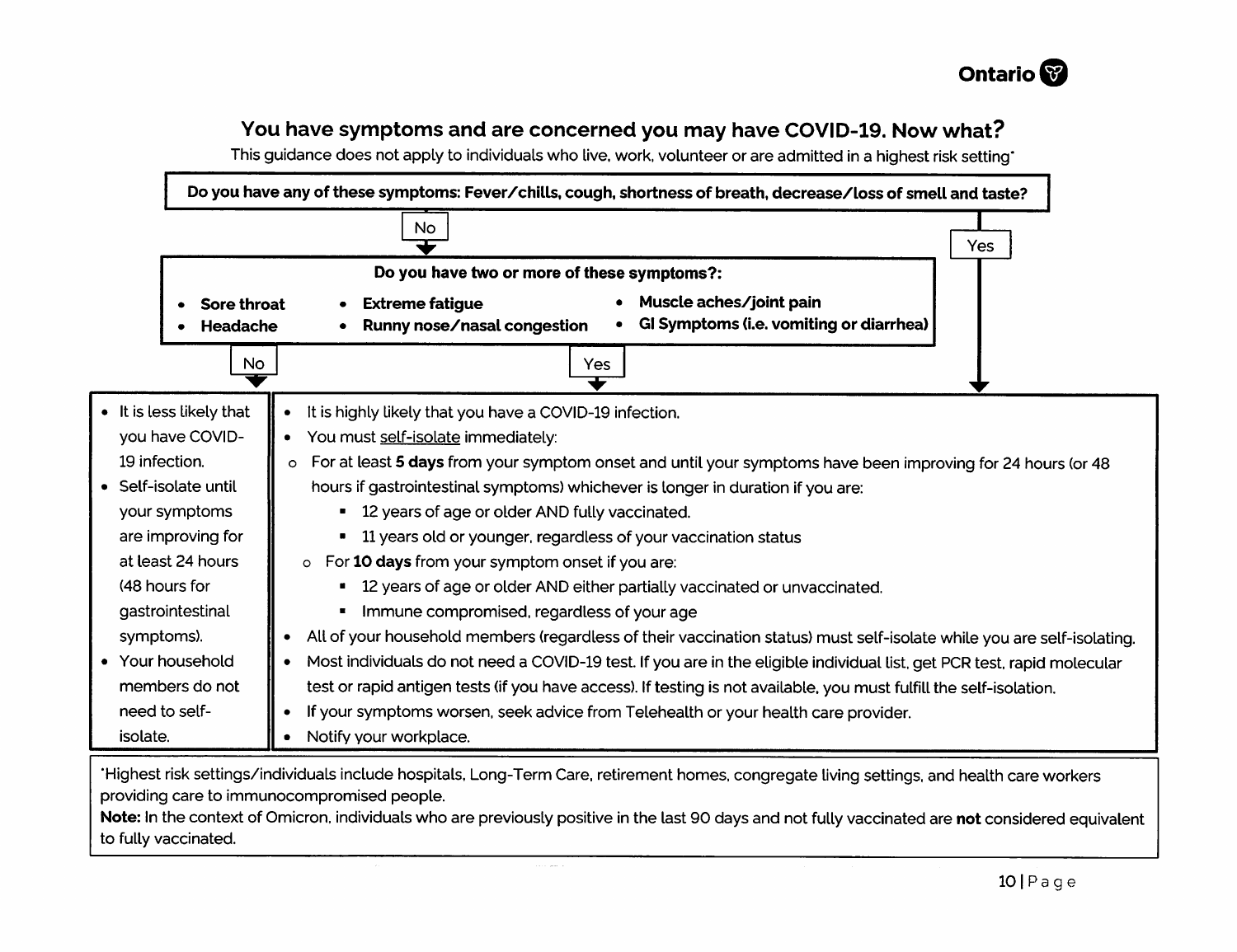## You have symptoms and are concerned you may have COVID-19. Now what?

This guidance does not apply to individuals who live, work, volunteer or are admitted in a highest risk setting*

**Do you have any of these symptoms: Fever/chills, cough, shortness of breath, decrease/loss of smell and taste?**

- **Yes** → go to "It is highly likely that you have a COVID-19 infection" below.
- **No** → go to the next question.

**Do you have two or more of these symptoms?:**

- **Sore throat**
- **Headache**
- **Extreme fatigue**
- **Runny nose/nasal congestion**
- **Muscle aches/joint pain**
- **GI Symptoms (i.e. vomiting or diarrhea)**

**No:**

- It is less likely that you have COVID-19 infection.
- Self-isolate until your symptoms are improving for at least 24 hours (48 hours for gastrointestinal symptoms).
- Your household members do not need to self-isolate.

**Yes:**

- It is highly likely that you have a COVID-19 infection.
- You must self-isolate immediately:
  - For at least **5 days** from your symptom onset and until your symptoms have been improving for 24 hours (or 48 hours if gastrointestinal symptoms) whichever is longer in duration if you are:
    - 12 years of age or older AND fully vaccinated.
    - 11 years old or younger, regardless of your vaccination status
  - For **10 days** from your symptom onset if you are:
    - 12 years of age or older AND either partially vaccinated or unvaccinated.
    - Immune compromised, regardless of your age
- All of your household members (regardless of their vaccination status) must self-isolate while you are self-isolating.
- Most individuals do not need a COVID-19 test. If you are in the eligible individual list, get PCR test, rapid molecular test or rapid antigen tests (if you have access). If testing is not available, you must fulfill the self-isolation.
- If your symptoms worsen, seek advice from Telehealth or your health care provider.
- Notify your workplace.

*Highest risk settings/individuals include hospitals, Long-Term Care, retirement homes, congregate living settings, and health care workers providing care to immunocompromised people.

**Note:** In the context of Omicron, individuals who are previously positive in the last 90 days and not fully vaccinated are **not** considered equivalent to fully vaccinated.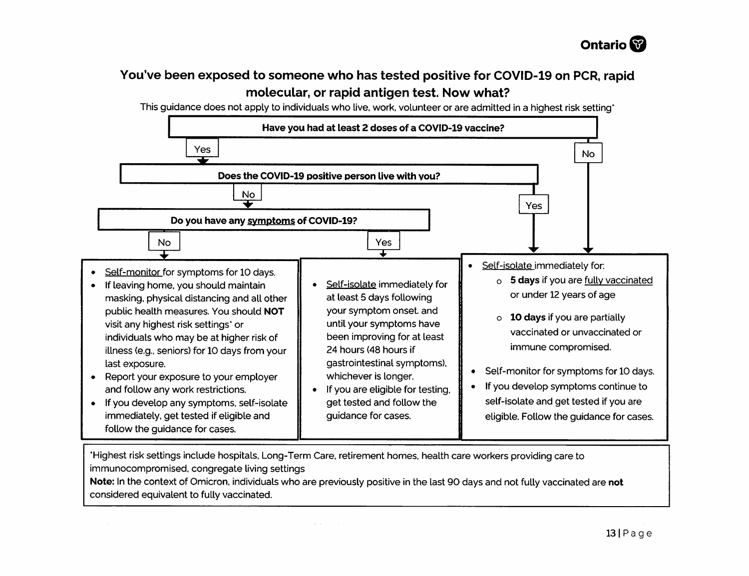## You've been exposed to someone who has tested positive for COVID-19 on PCR, rapid molecular, or rapid antigen test. Now what?

This guidance does not apply to individuals who live, work, volunteer or are admitted in a highest risk setting*

**Have you had at least 2 doses of a COVID-19 vaccine?**

Yes → **Does the COVID-19 positive person live with you?**

No → **Do you have any symptoms of COVID-19?**

No →

- Self-monitor for symptoms for 10 days.
- If leaving home, you should maintain masking, physical distancing and all other public health measures. You should **NOT** visit any highest risk settings* or individuals who may be at higher risk of illness (e.g., seniors) for 10 days from your last exposure.
- Report your exposure to your employer and follow any work restrictions.
- If you develop any symptoms, self-isolate immediately, get tested if eligible and follow the guidance for cases.

Yes →

- Self-isolate immediately for at least 5 days following your symptom onset. and until your symptoms have been improving for at least 24 hours (48 hours if gastrointestinal symptoms), whichever is longer.
- If you are eligible for testing, get tested and follow the guidance for cases.

Yes (COVID-19 positive person lives with you) / No (have not had at least 2 doses) →

- Self-isolate immediately for:
  - **5 days** if you are fully vaccinated or under 12 years of age
  - **10 days** if you are partially vaccinated or unvaccinated or immune compromised.
- Self-monitor for symptoms for 10 days.
- If you develop symptoms continue to self-isolate and get tested if you are eligible. Follow the guidance for cases.

*Highest risk settings include hospitals, Long-Term Care, retirement homes, health care workers providing care to immunocompromised, congregate living settings

**Note:** In the context of Omicron, individuals who are previously positive in the last 90 days and not fully vaccinated are **not** considered equivalent to fully vaccinated.